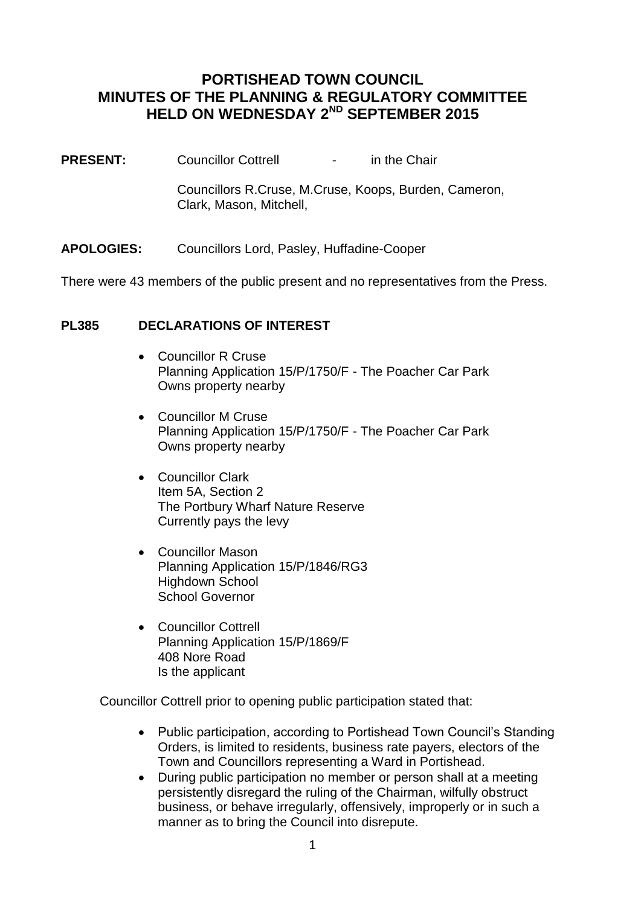# PORTISHEAD TOWN COUNCIL
# MINUTES OF THE PLANNING & REGULATORY COMMITTEE
# HELD ON WEDNESDAY 2ND SEPTEMBER 2015

**PRESENT:** Councillor Cottrell - in the Chair

Councillors R.Cruse, M.Cruse, Koops, Burden, Cameron, Clark, Mason, Mitchell,

**APOLOGIES:** Councillors Lord, Pasley, Huffadine-Cooper

There were 43 members of the public present and no representatives from the Press.

## PL385 DECLARATIONS OF INTEREST

- Councillor R Cruse
  Planning Application 15/P/1750/F - The Poacher Car Park
  Owns property nearby
- Councillor M Cruse
  Planning Application 15/P/1750/F - The Poacher Car Park
  Owns property nearby
- Councillor Clark
  Item 5A, Section 2
  The Portbury Wharf Nature Reserve
  Currently pays the levy
- Councillor Mason
  Planning Application 15/P/1846/RG3
  Highdown School
  School Governor
- Councillor Cottrell
  Planning Application 15/P/1869/F
  408 Nore Road
  Is the applicant

Councillor Cottrell prior to opening public participation stated that:

- Public participation, according to Portishead Town Council's Standing Orders, is limited to residents, business rate payers, electors of the Town and Councillors representing a Ward in Portishead.
- During public participation no member or person shall at a meeting persistently disregard the ruling of the Chairman, wilfully obstruct business, or behave irregularly, offensively, improperly or in such a manner as to bring the Council into disrepute.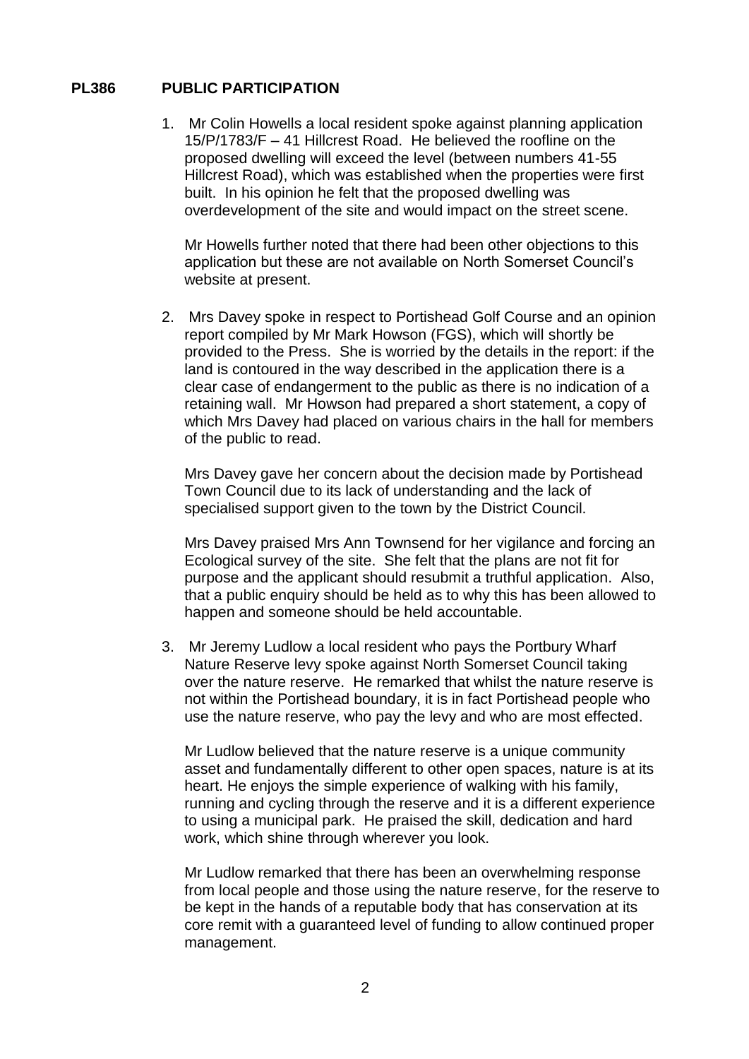## PL386 PUBLIC PARTICIPATION

1. Mr Colin Howells a local resident spoke against planning application 15/P/1783/F – 41 Hillcrest Road. He believed the roofline on the proposed dwelling will exceed the level (between numbers 41-55 Hillcrest Road), which was established when the properties were first built. In his opinion he felt that the proposed dwelling was overdevelopment of the site and would impact on the street scene.

   Mr Howells further noted that there had been other objections to this application but these are not available on North Somerset Council's website at present.

2. Mrs Davey spoke in respect to Portishead Golf Course and an opinion report compiled by Mr Mark Howson (FGS), which will shortly be provided to the Press. She is worried by the details in the report: if the land is contoured in the way described in the application there is a clear case of endangerment to the public as there is no indication of a retaining wall. Mr Howson had prepared a short statement, a copy of which Mrs Davey had placed on various chairs in the hall for members of the public to read.

   Mrs Davey gave her concern about the decision made by Portishead Town Council due to its lack of understanding and the lack of specialised support given to the town by the District Council.

   Mrs Davey praised Mrs Ann Townsend for her vigilance and forcing an Ecological survey of the site. She felt that the plans are not fit for purpose and the applicant should resubmit a truthful application. Also, that a public enquiry should be held as to why this has been allowed to happen and someone should be held accountable.

3. Mr Jeremy Ludlow a local resident who pays the Portbury Wharf Nature Reserve levy spoke against North Somerset Council taking over the nature reserve. He remarked that whilst the nature reserve is not within the Portishead boundary, it is in fact Portishead people who use the nature reserve, who pay the levy and who are most effected.

   Mr Ludlow believed that the nature reserve is a unique community asset and fundamentally different to other open spaces, nature is at its heart. He enjoys the simple experience of walking with his family, running and cycling through the reserve and it is a different experience to using a municipal park. He praised the skill, dedication and hard work, which shine through wherever you look.

   Mr Ludlow remarked that there has been an overwhelming response from local people and those using the nature reserve, for the reserve to be kept in the hands of a reputable body that has conservation at its core remit with a guaranteed level of funding to allow continued proper management.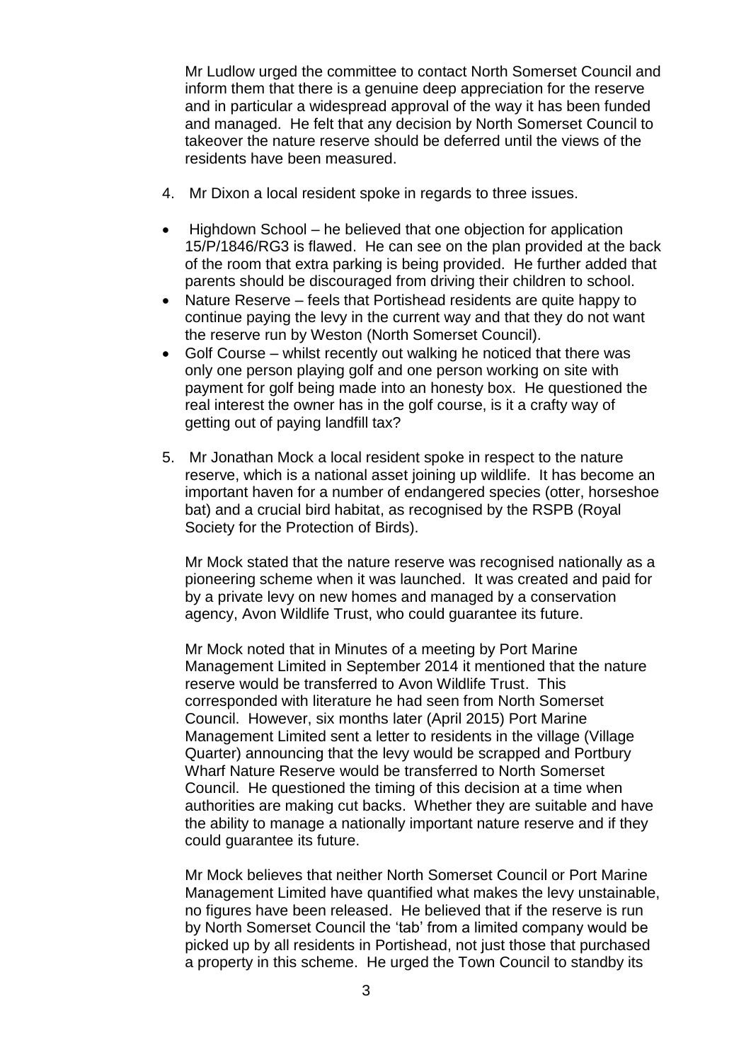Mr Ludlow urged the committee to contact North Somerset Council and inform them that there is a genuine deep appreciation for the reserve and in particular a widespread approval of the way it has been funded and managed. He felt that any decision by North Somerset Council to takeover the nature reserve should be deferred until the views of the residents have been measured.

4. Mr Dixon a local resident spoke in regards to three issues.

- Highdown School – he believed that one objection for application 15/P/1846/RG3 is flawed. He can see on the plan provided at the back of the room that extra parking is being provided. He further added that parents should be discouraged from driving their children to school.
- Nature Reserve – feels that Portishead residents are quite happy to continue paying the levy in the current way and that they do not want the reserve run by Weston (North Somerset Council).
- Golf Course – whilst recently out walking he noticed that there was only one person playing golf and one person working on site with payment for golf being made into an honesty box. He questioned the real interest the owner has in the golf course, is it a crafty way of getting out of paying landfill tax?

5. Mr Jonathan Mock a local resident spoke in respect to the nature reserve, which is a national asset joining up wildlife. It has become an important haven for a number of endangered species (otter, horseshoe bat) and a crucial bird habitat, as recognised by the RSPB (Royal Society for the Protection of Birds).

   Mr Mock stated that the nature reserve was recognised nationally as a pioneering scheme when it was launched. It was created and paid for by a private levy on new homes and managed by a conservation agency, Avon Wildlife Trust, who could guarantee its future.

   Mr Mock noted that in Minutes of a meeting by Port Marine Management Limited in September 2014 it mentioned that the nature reserve would be transferred to Avon Wildlife Trust. This corresponded with literature he had seen from North Somerset Council. However, six months later (April 2015) Port Marine Management Limited sent a letter to residents in the village (Village Quarter) announcing that the levy would be scrapped and Portbury Wharf Nature Reserve would be transferred to North Somerset Council. He questioned the timing of this decision at a time when authorities are making cut backs. Whether they are suitable and have the ability to manage a nationally important nature reserve and if they could guarantee its future.

   Mr Mock believes that neither North Somerset Council or Port Marine Management Limited have quantified what makes the levy unstainable, no figures have been released. He believed that if the reserve is run by North Somerset Council the 'tab' from a limited company would be picked up by all residents in Portishead, not just those that purchased a property in this scheme. He urged the Town Council to standby its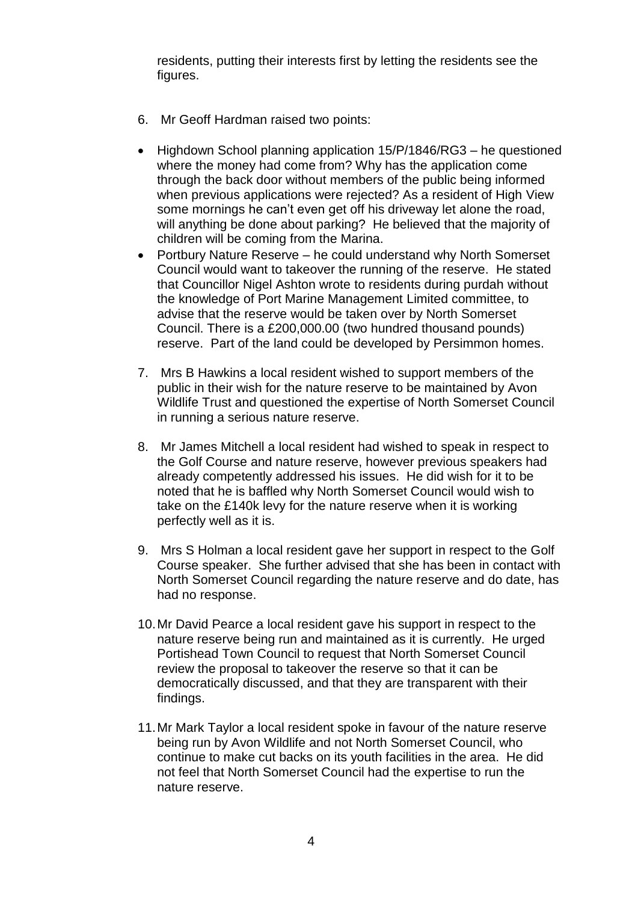residents, putting their interests first by letting the residents see the figures.

6. Mr Geoff Hardman raised two points:

- Highdown School planning application 15/P/1846/RG3 – he questioned where the money had come from? Why has the application come through the back door without members of the public being informed when previous applications were rejected? As a resident of High View some mornings he can't even get off his driveway let alone the road, will anything be done about parking? He believed that the majority of children will be coming from the Marina.
- Portbury Nature Reserve – he could understand why North Somerset Council would want to takeover the running of the reserve. He stated that Councillor Nigel Ashton wrote to residents during purdah without the knowledge of Port Marine Management Limited committee, to advise that the reserve would be taken over by North Somerset Council. There is a £200,000.00 (two hundred thousand pounds) reserve. Part of the land could be developed by Persimmon homes.

7. Mrs B Hawkins a local resident wished to support members of the public in their wish for the nature reserve to be maintained by Avon Wildlife Trust and questioned the expertise of North Somerset Council in running a serious nature reserve.

8. Mr James Mitchell a local resident had wished to speak in respect to the Golf Course and nature reserve, however previous speakers had already competently addressed his issues. He did wish for it to be noted that he is baffled why North Somerset Council would wish to take on the £140k levy for the nature reserve when it is working perfectly well as it is.

9. Mrs S Holman a local resident gave her support in respect to the Golf Course speaker. She further advised that she has been in contact with North Somerset Council regarding the nature reserve and do date, has had no response.

10. Mr David Pearce a local resident gave his support in respect to the nature reserve being run and maintained as it is currently. He urged Portishead Town Council to request that North Somerset Council review the proposal to takeover the reserve so that it can be democratically discussed, and that they are transparent with their findings.

11. Mr Mark Taylor a local resident spoke in favour of the nature reserve being run by Avon Wildlife and not North Somerset Council, who continue to make cut backs on its youth facilities in the area. He did not feel that North Somerset Council had the expertise to run the nature reserve.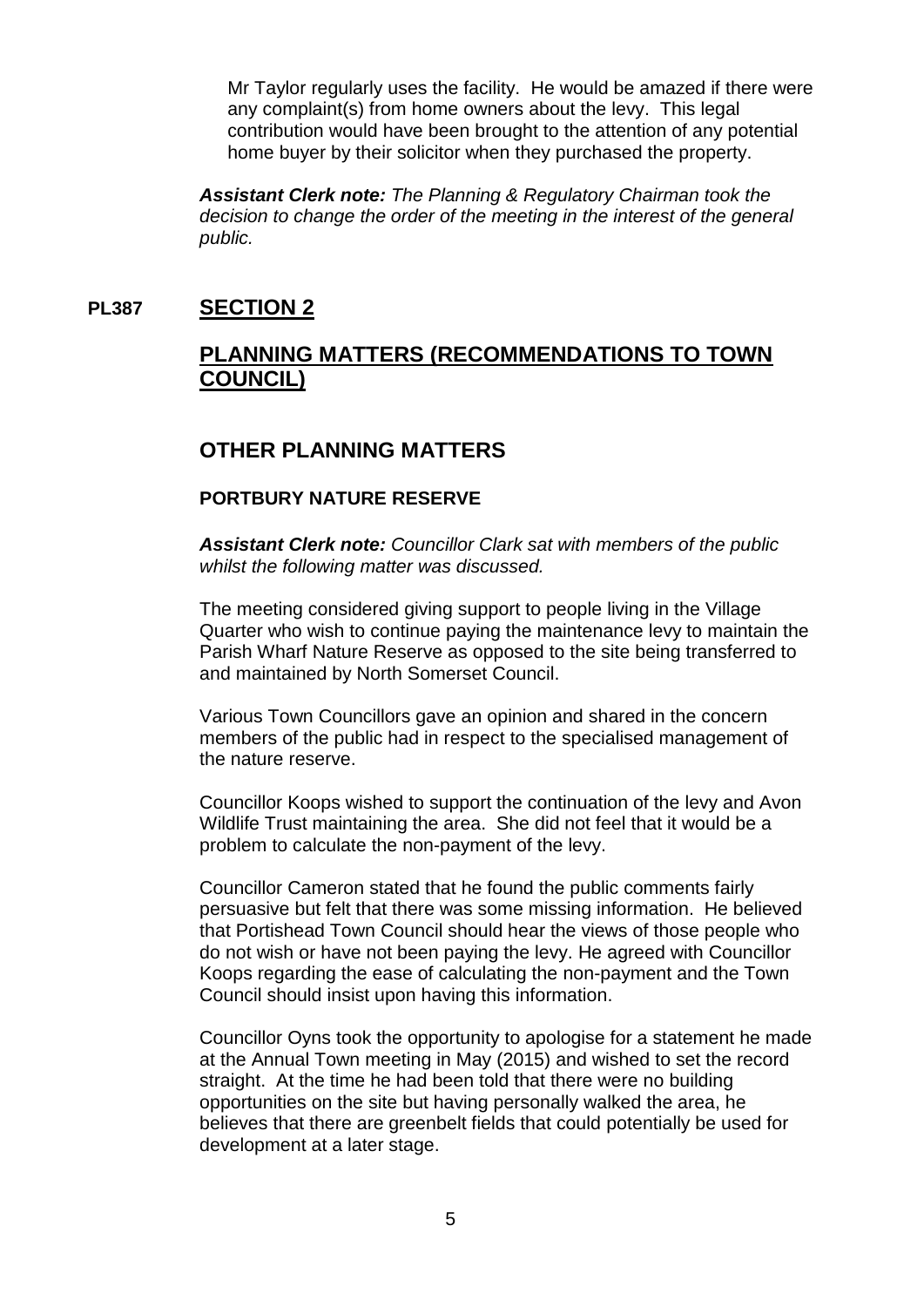Mr Taylor regularly uses the facility. He would be amazed if there were any complaint(s) from home owners about the levy. This legal contribution would have been brought to the attention of any potential home buyer by their solicitor when they purchased the property.

***Assistant Clerk note:*** *The Planning & Regulatory Chairman took the decision to change the order of the meeting in the interest of the general public.*

## PL387 SECTION 2

## PLANNING MATTERS (RECOMMENDATIONS TO TOWN COUNCIL)

## OTHER PLANNING MATTERS

### PORTBURY NATURE RESERVE

***Assistant Clerk note:*** *Councillor Clark sat with members of the public whilst the following matter was discussed.*

The meeting considered giving support to people living in the Village Quarter who wish to continue paying the maintenance levy to maintain the Parish Wharf Nature Reserve as opposed to the site being transferred to and maintained by North Somerset Council.

Various Town Councillors gave an opinion and shared in the concern members of the public had in respect to the specialised management of the nature reserve.

Councillor Koops wished to support the continuation of the levy and Avon Wildlife Trust maintaining the area. She did not feel that it would be a problem to calculate the non-payment of the levy.

Councillor Cameron stated that he found the public comments fairly persuasive but felt that there was some missing information. He believed that Portishead Town Council should hear the views of those people who do not wish or have not been paying the levy. He agreed with Councillor Koops regarding the ease of calculating the non-payment and the Town Council should insist upon having this information.

Councillor Oyns took the opportunity to apologise for a statement he made at the Annual Town meeting in May (2015) and wished to set the record straight. At the time he had been told that there were no building opportunities on the site but having personally walked the area, he believes that there are greenbelt fields that could potentially be used for development at a later stage.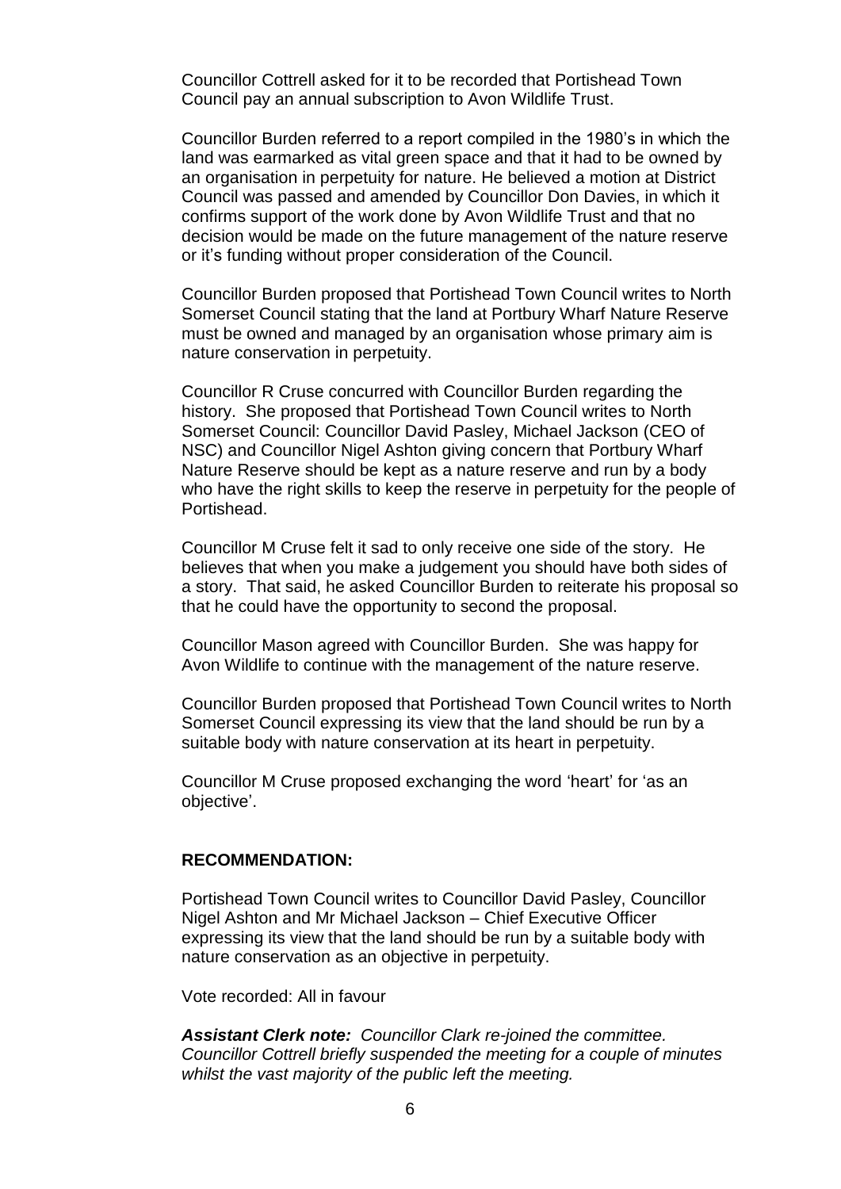Councillor Cottrell asked for it to be recorded that Portishead Town Council pay an annual subscription to Avon Wildlife Trust.

Councillor Burden referred to a report compiled in the 1980's in which the land was earmarked as vital green space and that it had to be owned by an organisation in perpetuity for nature. He believed a motion at District Council was passed and amended by Councillor Don Davies, in which it confirms support of the work done by Avon Wildlife Trust and that no decision would be made on the future management of the nature reserve or it's funding without proper consideration of the Council.

Councillor Burden proposed that Portishead Town Council writes to North Somerset Council stating that the land at Portbury Wharf Nature Reserve must be owned and managed by an organisation whose primary aim is nature conservation in perpetuity.

Councillor R Cruse concurred with Councillor Burden regarding the history. She proposed that Portishead Town Council writes to North Somerset Council: Councillor David Pasley, Michael Jackson (CEO of NSC) and Councillor Nigel Ashton giving concern that Portbury Wharf Nature Reserve should be kept as a nature reserve and run by a body who have the right skills to keep the reserve in perpetuity for the people of Portishead.

Councillor M Cruse felt it sad to only receive one side of the story. He believes that when you make a judgement you should have both sides of a story. That said, he asked Councillor Burden to reiterate his proposal so that he could have the opportunity to second the proposal.

Councillor Mason agreed with Councillor Burden. She was happy for Avon Wildlife to continue with the management of the nature reserve.

Councillor Burden proposed that Portishead Town Council writes to North Somerset Council expressing its view that the land should be run by a suitable body with nature conservation at its heart in perpetuity.

Councillor M Cruse proposed exchanging the word 'heart' for 'as an objective'.

**RECOMMENDATION:**

Portishead Town Council writes to Councillor David Pasley, Councillor Nigel Ashton and Mr Michael Jackson – Chief Executive Officer expressing its view that the land should be run by a suitable body with nature conservation as an objective in perpetuity.

Vote recorded: All in favour

***Assistant Clerk note:*** *Councillor Clark re-joined the committee. Councillor Cottrell briefly suspended the meeting for a couple of minutes whilst the vast majority of the public left the meeting.*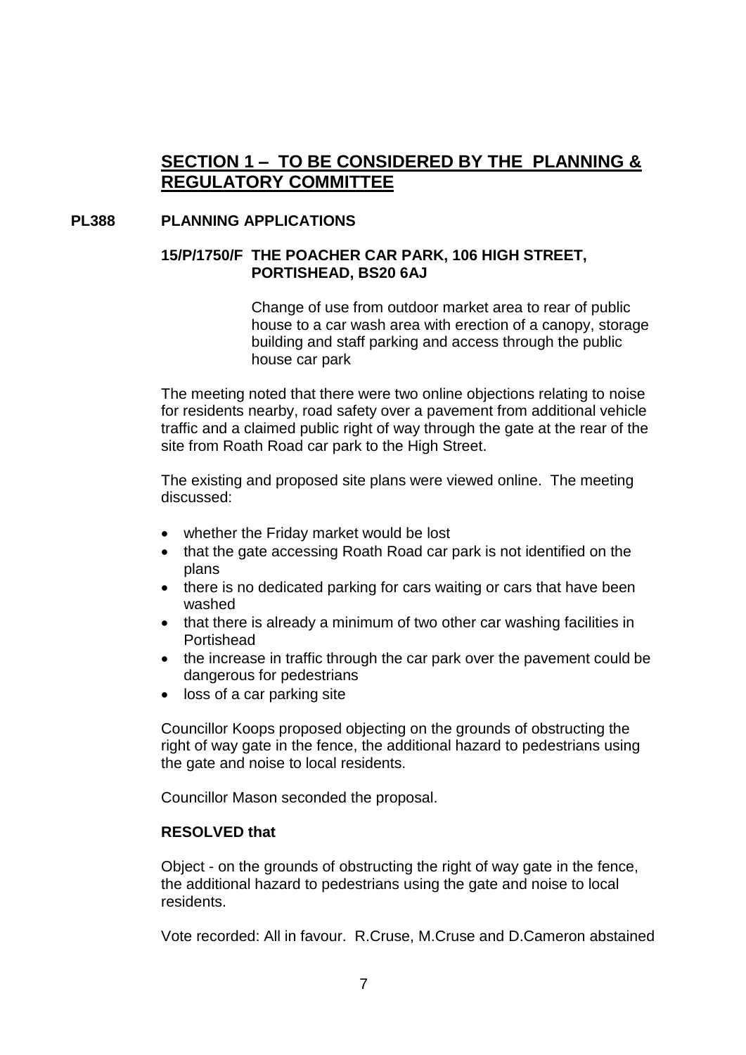## SECTION 1 – TO BE CONSIDERED BY THE PLANNING & REGULATORY COMMITTEE

### PL388 PLANNING APPLICATIONS

#### 15/P/1750/F THE POACHER CAR PARK, 106 HIGH STREET, PORTISHEAD, BS20 6AJ

Change of use from outdoor market area to rear of public house to a car wash area with erection of a canopy, storage building and staff parking and access through the public house car park

The meeting noted that there were two online objections relating to noise for residents nearby, road safety over a pavement from additional vehicle traffic and a claimed public right of way through the gate at the rear of the site from Roath Road car park to the High Street.

The existing and proposed site plans were viewed online. The meeting discussed:

- whether the Friday market would be lost
- that the gate accessing Roath Road car park is not identified on the plans
- there is no dedicated parking for cars waiting or cars that have been washed
- that there is already a minimum of two other car washing facilities in Portishead
- the increase in traffic through the car park over the pavement could be dangerous for pedestrians
- loss of a car parking site

Councillor Koops proposed objecting on the grounds of obstructing the right of way gate in the fence, the additional hazard to pedestrians using the gate and noise to local residents.

Councillor Mason seconded the proposal.

**RESOLVED that**

Object - on the grounds of obstructing the right of way gate in the fence, the additional hazard to pedestrians using the gate and noise to local residents.

Vote recorded: All in favour. R.Cruse, M.Cruse and D.Cameron abstained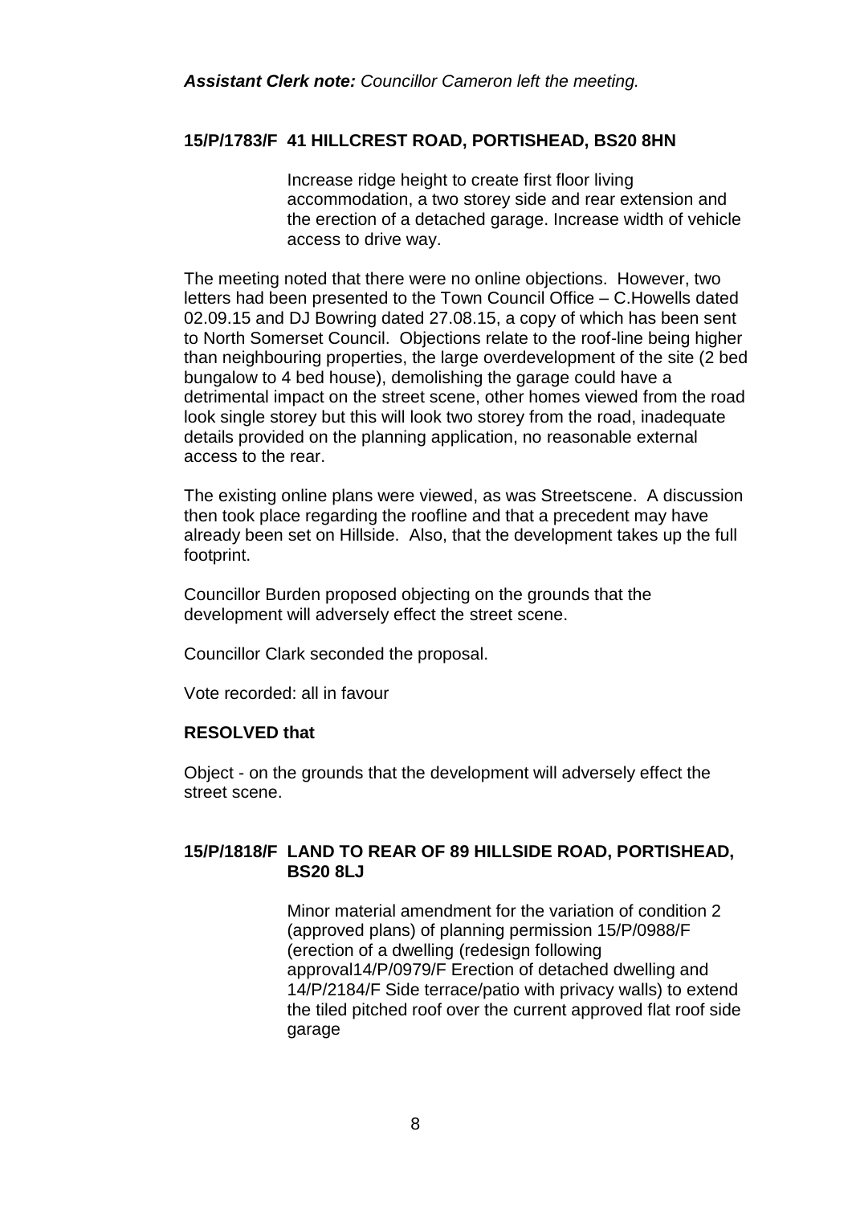***Assistant Clerk note:*** *Councillor Cameron left the meeting.*

**15/P/1783/F 41 HILLCREST ROAD, PORTISHEAD, BS20 8HN**

Increase ridge height to create first floor living accommodation, a two storey side and rear extension and the erection of a detached garage. Increase width of vehicle access to drive way.

The meeting noted that there were no online objections. However, two letters had been presented to the Town Council Office – C.Howells dated 02.09.15 and DJ Bowring dated 27.08.15, a copy of which has been sent to North Somerset Council. Objections relate to the roof-line being higher than neighbouring properties, the large overdevelopment of the site (2 bed bungalow to 4 bed house), demolishing the garage could have a detrimental impact on the street scene, other homes viewed from the road look single storey but this will look two storey from the road, inadequate details provided on the planning application, no reasonable external access to the rear.

The existing online plans were viewed, as was Streetscene. A discussion then took place regarding the roofline and that a precedent may have already been set on Hillside. Also, that the development takes up the full footprint.

Councillor Burden proposed objecting on the grounds that the development will adversely effect the street scene.

Councillor Clark seconded the proposal.

Vote recorded: all in favour

**RESOLVED that**

Object - on the grounds that the development will adversely effect the street scene.

**15/P/1818/F LAND TO REAR OF 89 HILLSIDE ROAD, PORTISHEAD, BS20 8LJ**

Minor material amendment for the variation of condition 2 (approved plans) of planning permission 15/P/0988/F (erection of a dwelling (redesign following approval14/P/0979/F Erection of detached dwelling and 14/P/2184/F Side terrace/patio with privacy walls) to extend the tiled pitched roof over the current approved flat roof side garage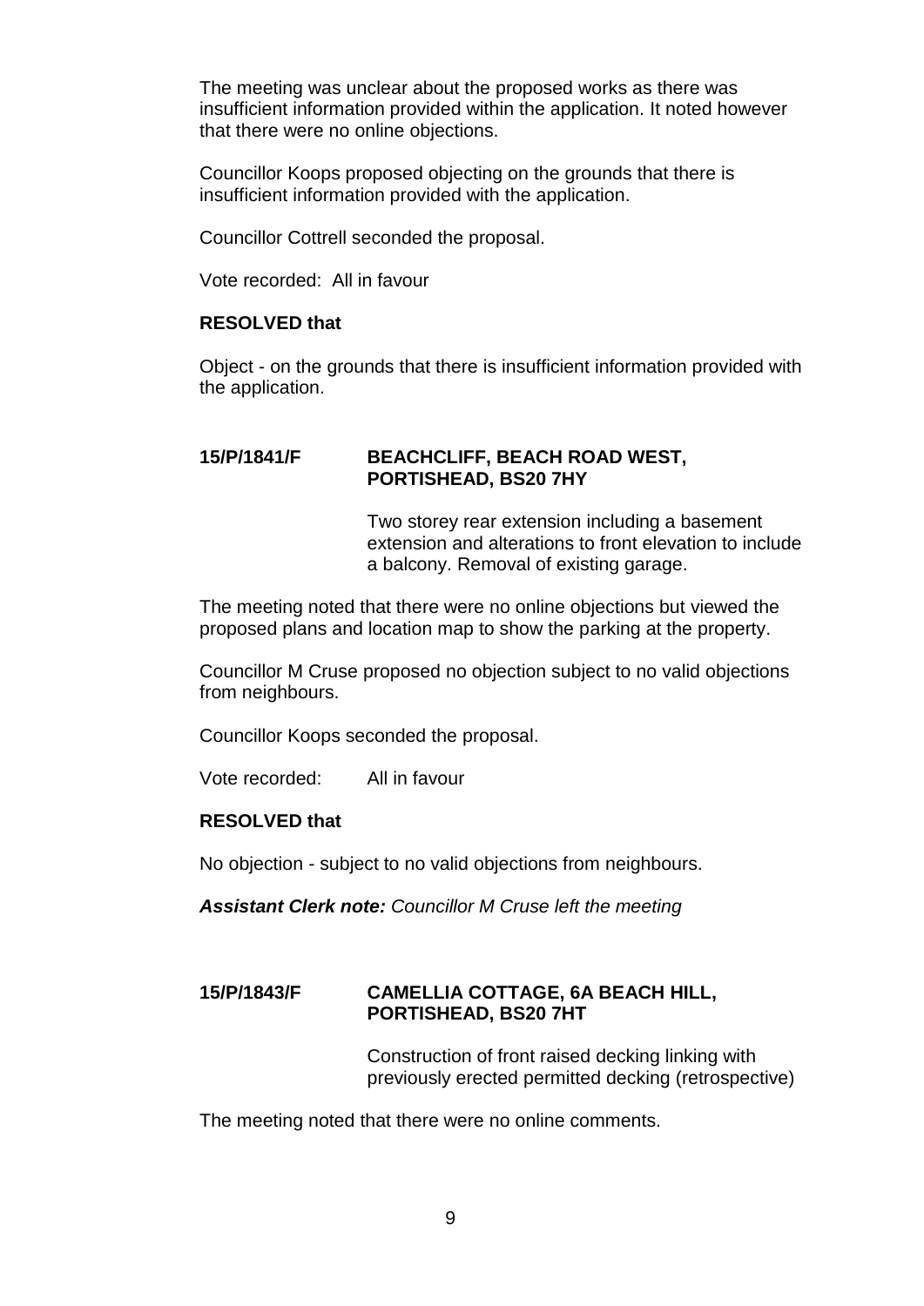The meeting was unclear about the proposed works as there was insufficient information provided within the application. It noted however that there were no online objections.

Councillor Koops proposed objecting on the grounds that there is insufficient information provided with the application.

Councillor Cottrell seconded the proposal.

Vote recorded: All in favour

**RESOLVED that**

Object - on the grounds that there is insufficient information provided with the application.

**15/P/1841/F BEACHCLIFF, BEACH ROAD WEST, PORTISHEAD, BS20 7HY**

Two storey rear extension including a basement extension and alterations to front elevation to include a balcony. Removal of existing garage.

The meeting noted that there were no online objections but viewed the proposed plans and location map to show the parking at the property.

Councillor M Cruse proposed no objection subject to no valid objections from neighbours.

Councillor Koops seconded the proposal.

Vote recorded: All in favour

**RESOLVED that**

No objection - subject to no valid objections from neighbours.

***Assistant Clerk note:*** *Councillor M Cruse left the meeting*

**15/P/1843/F CAMELLIA COTTAGE, 6A BEACH HILL, PORTISHEAD, BS20 7HT**

Construction of front raised decking linking with previously erected permitted decking (retrospective)

The meeting noted that there were no online comments.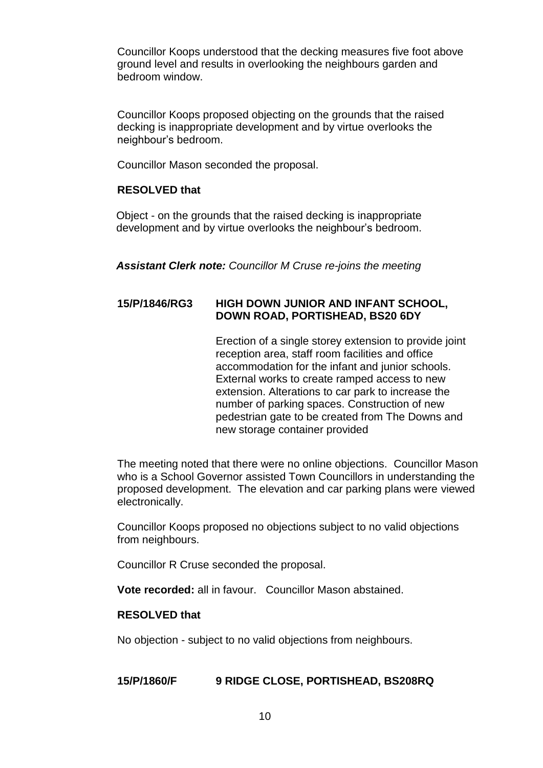Councillor Koops understood that the decking measures five foot above ground level and results in overlooking the neighbours garden and bedroom window.

Councillor Koops proposed objecting on the grounds that the raised decking is inappropriate development and by virtue overlooks the neighbour's bedroom.

Councillor Mason seconded the proposal.

**RESOLVED that**

Object - on the grounds that the raised decking is inappropriate development and by virtue overlooks the neighbour's bedroom.

***Assistant Clerk note:*** *Councillor M Cruse re-joins the meeting*

**15/P/1846/RG3 HIGH DOWN JUNIOR AND INFANT SCHOOL, DOWN ROAD, PORTISHEAD, BS20 6DY**

Erection of a single storey extension to provide joint reception area, staff room facilities and office accommodation for the infant and junior schools. External works to create ramped access to new extension. Alterations to car park to increase the number of parking spaces. Construction of new pedestrian gate to be created from The Downs and new storage container provided

The meeting noted that there were no online objections. Councillor Mason who is a School Governor assisted Town Councillors in understanding the proposed development. The elevation and car parking plans were viewed electronically.

Councillor Koops proposed no objections subject to no valid objections from neighbours.

Councillor R Cruse seconded the proposal.

**Vote recorded:** all in favour. Councillor Mason abstained.

**RESOLVED that**

No objection - subject to no valid objections from neighbours.

**15/P/1860/F 9 RIDGE CLOSE, PORTISHEAD, BS208RQ**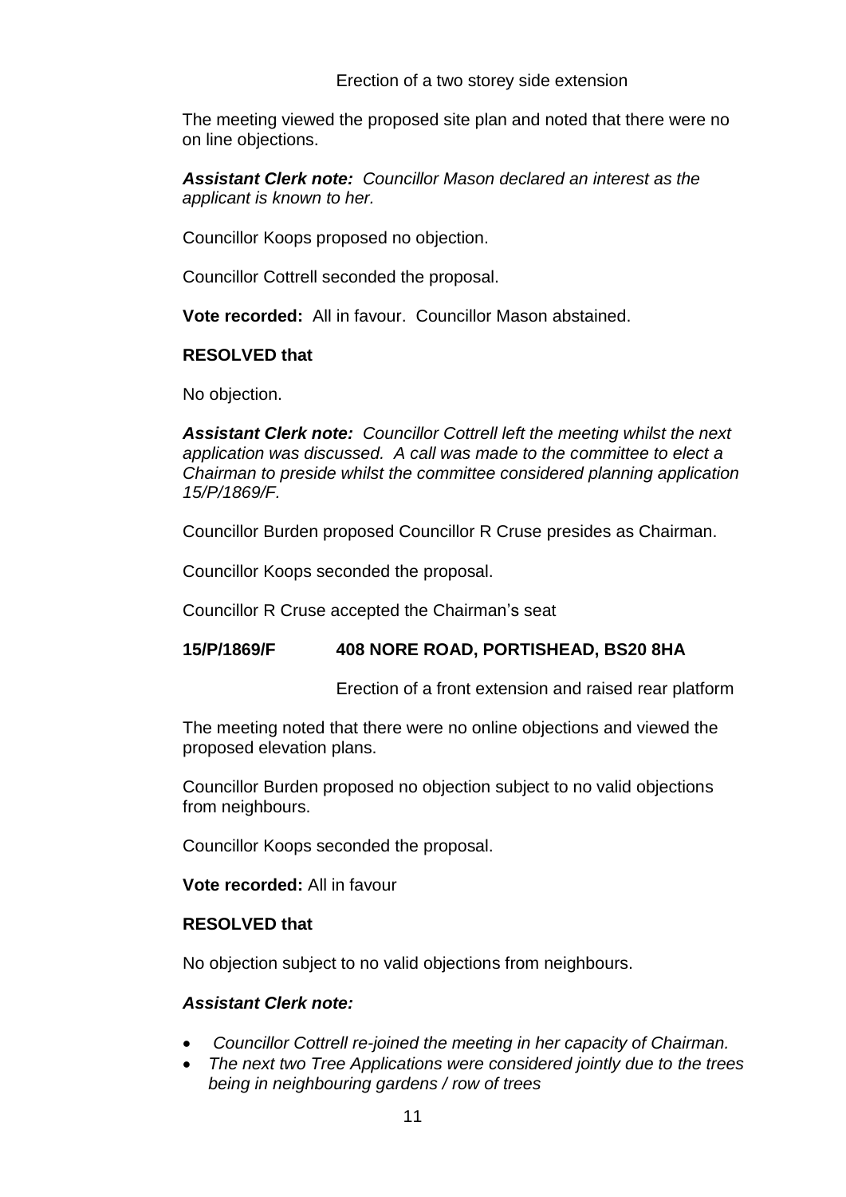Erection of a two storey side extension

The meeting viewed the proposed site plan and noted that there were no on line objections.

***Assistant Clerk note:*** *Councillor Mason declared an interest as the applicant is known to her.*

Councillor Koops proposed no objection.

Councillor Cottrell seconded the proposal.

**Vote recorded:** All in favour. Councillor Mason abstained.

**RESOLVED that**

No objection.

***Assistant Clerk note:*** *Councillor Cottrell left the meeting whilst the next application was discussed. A call was made to the committee to elect a Chairman to preside whilst the committee considered planning application 15/P/1869/F.*

Councillor Burden proposed Councillor R Cruse presides as Chairman.

Councillor Koops seconded the proposal.

Councillor R Cruse accepted the Chairman's seat

**15/P/1869/F 408 NORE ROAD, PORTISHEAD, BS20 8HA**

Erection of a front extension and raised rear platform

The meeting noted that there were no online objections and viewed the proposed elevation plans.

Councillor Burden proposed no objection subject to no valid objections from neighbours.

Councillor Koops seconded the proposal.

**Vote recorded:** All in favour

**RESOLVED that**

No objection subject to no valid objections from neighbours.

***Assistant Clerk note:***

- *Councillor Cottrell re-joined the meeting in her capacity of Chairman.*
- *The next two Tree Applications were considered jointly due to the trees being in neighbouring gardens / row of trees*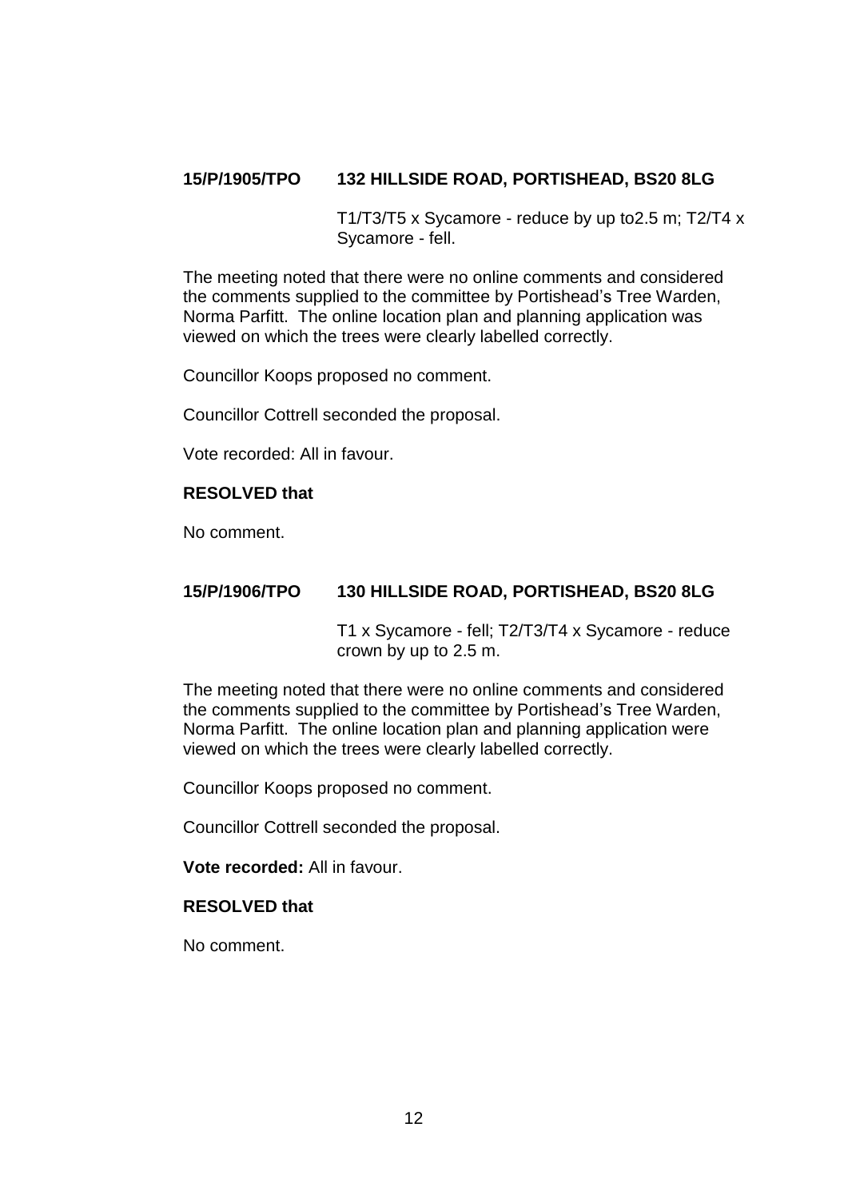**15/P/1905/TPO 132 HILLSIDE ROAD, PORTISHEAD, BS20 8LG**

T1/T3/T5 x Sycamore - reduce by up to2.5 m; T2/T4 x Sycamore - fell.

The meeting noted that there were no online comments and considered the comments supplied to the committee by Portishead's Tree Warden, Norma Parfitt. The online location plan and planning application was viewed on which the trees were clearly labelled correctly.

Councillor Koops proposed no comment.

Councillor Cottrell seconded the proposal.

Vote recorded: All in favour.

**RESOLVED that**

No comment.

**15/P/1906/TPO 130 HILLSIDE ROAD, PORTISHEAD, BS20 8LG**

T1 x Sycamore - fell; T2/T3/T4 x Sycamore - reduce crown by up to 2.5 m.

The meeting noted that there were no online comments and considered the comments supplied to the committee by Portishead's Tree Warden, Norma Parfitt. The online location plan and planning application were viewed on which the trees were clearly labelled correctly.

Councillor Koops proposed no comment.

Councillor Cottrell seconded the proposal.

**Vote recorded:** All in favour.

**RESOLVED that**

No comment.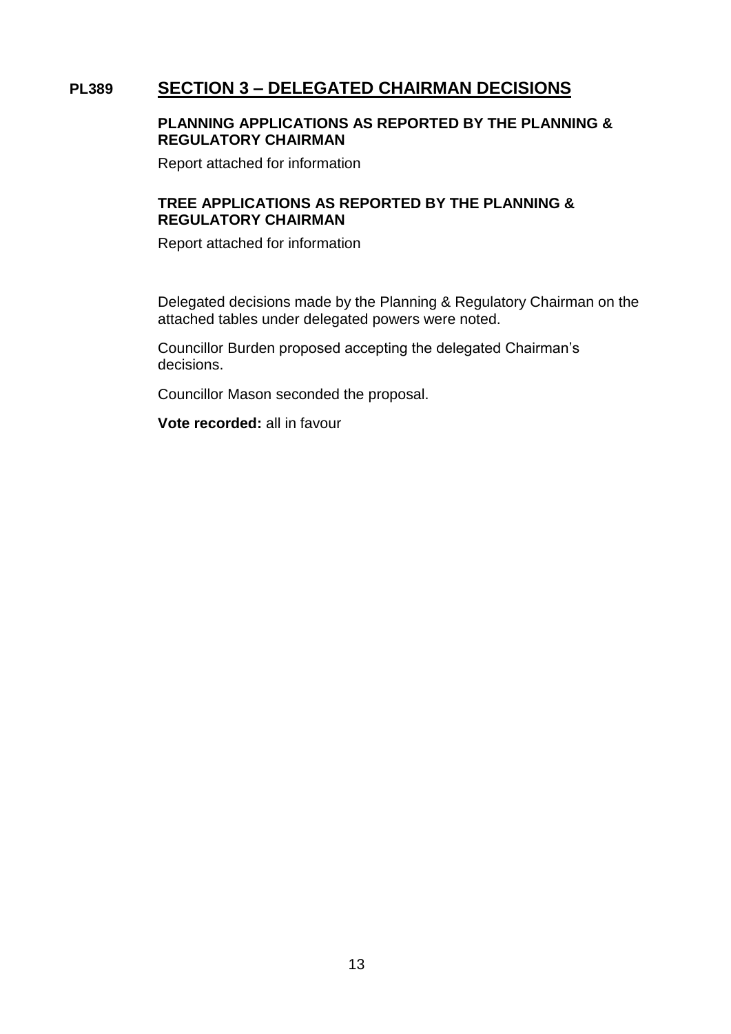## PL389 SECTION 3 – DELEGATED CHAIRMAN DECISIONS

### PLANNING APPLICATIONS AS REPORTED BY THE PLANNING & REGULATORY CHAIRMAN

Report attached for information

### TREE APPLICATIONS AS REPORTED BY THE PLANNING & REGULATORY CHAIRMAN

Report attached for information

Delegated decisions made by the Planning & Regulatory Chairman on the attached tables under delegated powers were noted.

Councillor Burden proposed accepting the delegated Chairman's decisions.

Councillor Mason seconded the proposal.

**Vote recorded:** all in favour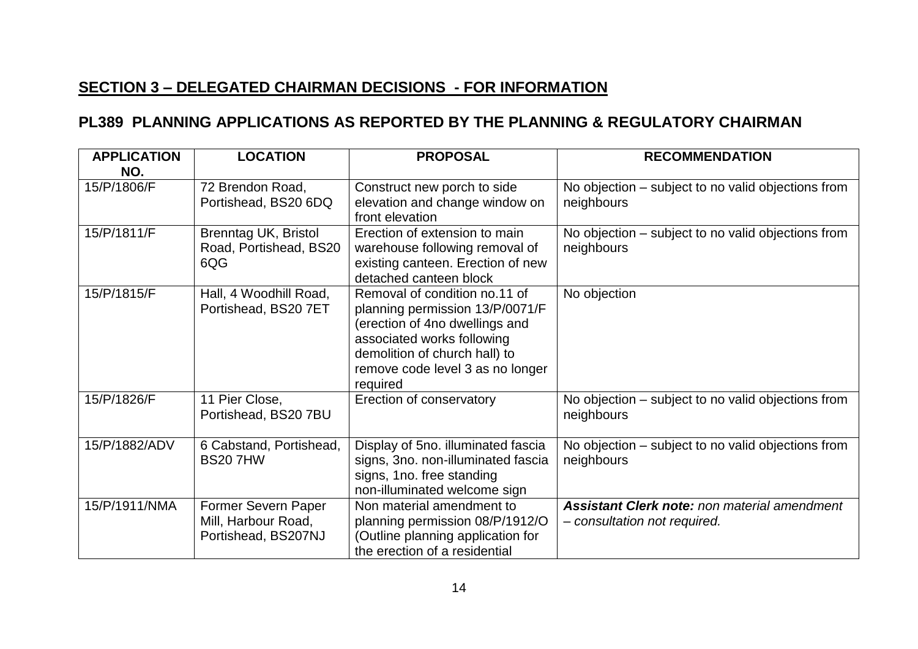## SECTION 3 – DELEGATED CHAIRMAN DECISIONS - FOR INFORMATION

## PL389 PLANNING APPLICATIONS AS REPORTED BY THE PLANNING & REGULATORY CHAIRMAN

| APPLICATION NO. | LOCATION | PROPOSAL | RECOMMENDATION |
|---|---|---|---|
| 15/P/1806/F | 72 Brendon Road, Portishead, BS20 6DQ | Construct new porch to side elevation and change window on front elevation | No objection – subject to no valid objections from neighbours |
| 15/P/1811/F | Brenntag UK, Bristol Road, Portishead, BS20 6QG | Erection of extension to main warehouse following removal of existing canteen. Erection of new detached canteen block | No objection – subject to no valid objections from neighbours |
| 15/P/1815/F | Hall, 4 Woodhill Road, Portishead, BS20 7ET | Removal of condition no.11 of planning permission 13/P/0071/F (erection of 4no dwellings and associated works following demolition of church hall) to remove code level 3 as no longer required | No objection |
| 15/P/1826/F | 11 Pier Close, Portishead, BS20 7BU | Erection of conservatory | No objection – subject to no valid objections from neighbours |
| 15/P/1882/ADV | 6 Cabstand, Portishead, BS20 7HW | Display of 5no. illuminated fascia signs, 3no. non-illuminated fascia signs, 1no. free standing non-illuminated welcome sign | No objection – subject to no valid objections from neighbours |
| 15/P/1911/NMA | Former Severn Paper Mill, Harbour Road, Portishead, BS207NJ | Non material amendment to planning permission 08/P/1912/O (Outline planning application for the erection of a residential | ***Assistant Clerk note:*** *non material amendment – consultation not required.* |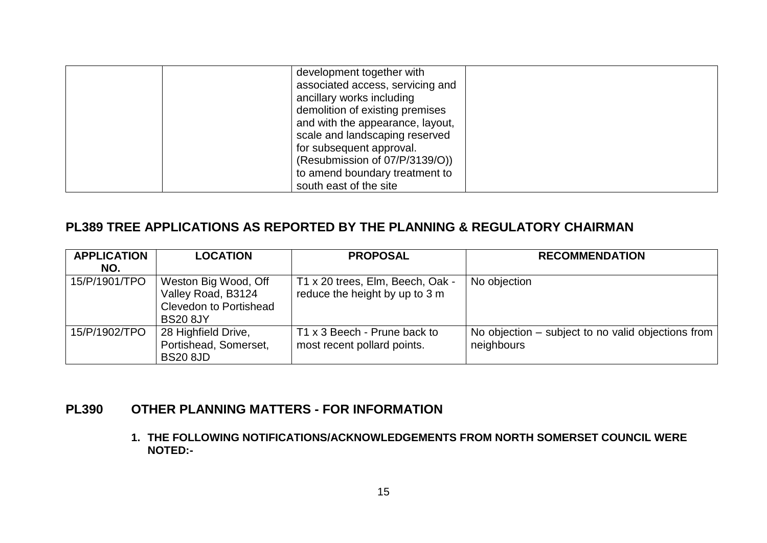| | | | |
|---|---|---|---|
| | | development together with associated access, servicing and ancillary works including demolition of existing premises and with the appearance, layout, scale and landscaping reserved for subsequent approval. (Resubmission of 07/P/3139/O)) to amend boundary treatment to south east of the site | |

## PL389 TREE APPLICATIONS AS REPORTED BY THE PLANNING & REGULATORY CHAIRMAN

| APPLICATION NO. | LOCATION | PROPOSAL | RECOMMENDATION |
|---|---|---|---|
| 15/P/1901/TPO | Weston Big Wood, Off Valley Road, B3124 Clevedon to Portishead BS20 8JY | T1 x 20 trees, Elm, Beech, Oak - reduce the height by up to 3 m | No objection |
| 15/P/1902/TPO | 28 Highfield Drive, Portishead, Somerset, BS20 8JD | T1 x 3 Beech - Prune back to most recent pollard points. | No objection – subject to no valid objections from neighbours |

## PL390 OTHER PLANNING MATTERS - FOR INFORMATION

1. **THE FOLLOWING NOTIFICATIONS/ACKNOWLEDGEMENTS FROM NORTH SOMERSET COUNCIL WERE NOTED:-**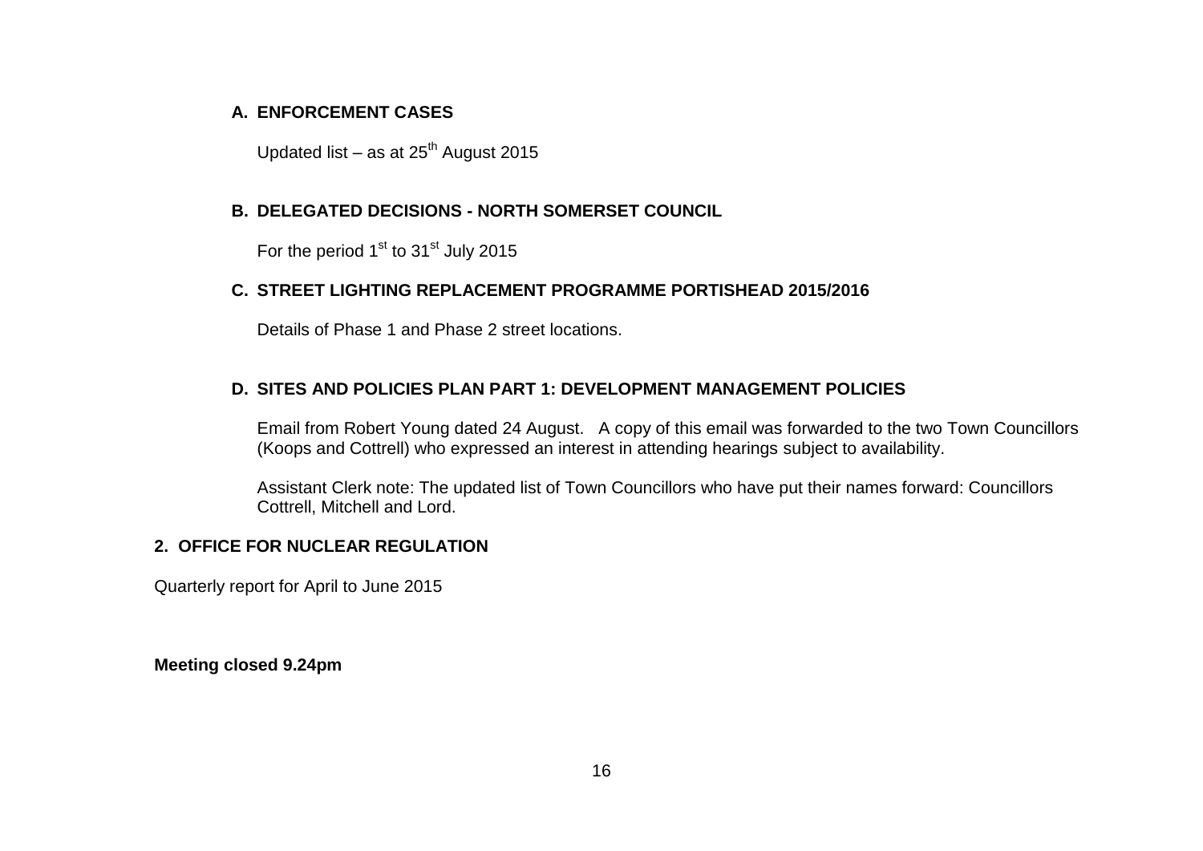**A. ENFORCEMENT CASES**

Updated list – as at 25th August 2015

**B. DELEGATED DECISIONS - NORTH SOMERSET COUNCIL**

For the period 1st to 31st July 2015

**C. STREET LIGHTING REPLACEMENT PROGRAMME PORTISHEAD 2015/2016**

Details of Phase 1 and Phase 2 street locations.

**D. SITES AND POLICIES PLAN PART 1: DEVELOPMENT MANAGEMENT POLICIES**

Email from Robert Young dated 24 August. A copy of this email was forwarded to the two Town Councillors (Koops and Cottrell) who expressed an interest in attending hearings subject to availability.

Assistant Clerk note: The updated list of Town Councillors who have put their names forward: Councillors Cottrell, Mitchell and Lord.

**2. OFFICE FOR NUCLEAR REGULATION**

Quarterly report for April to June 2015

**Meeting closed 9.24pm**